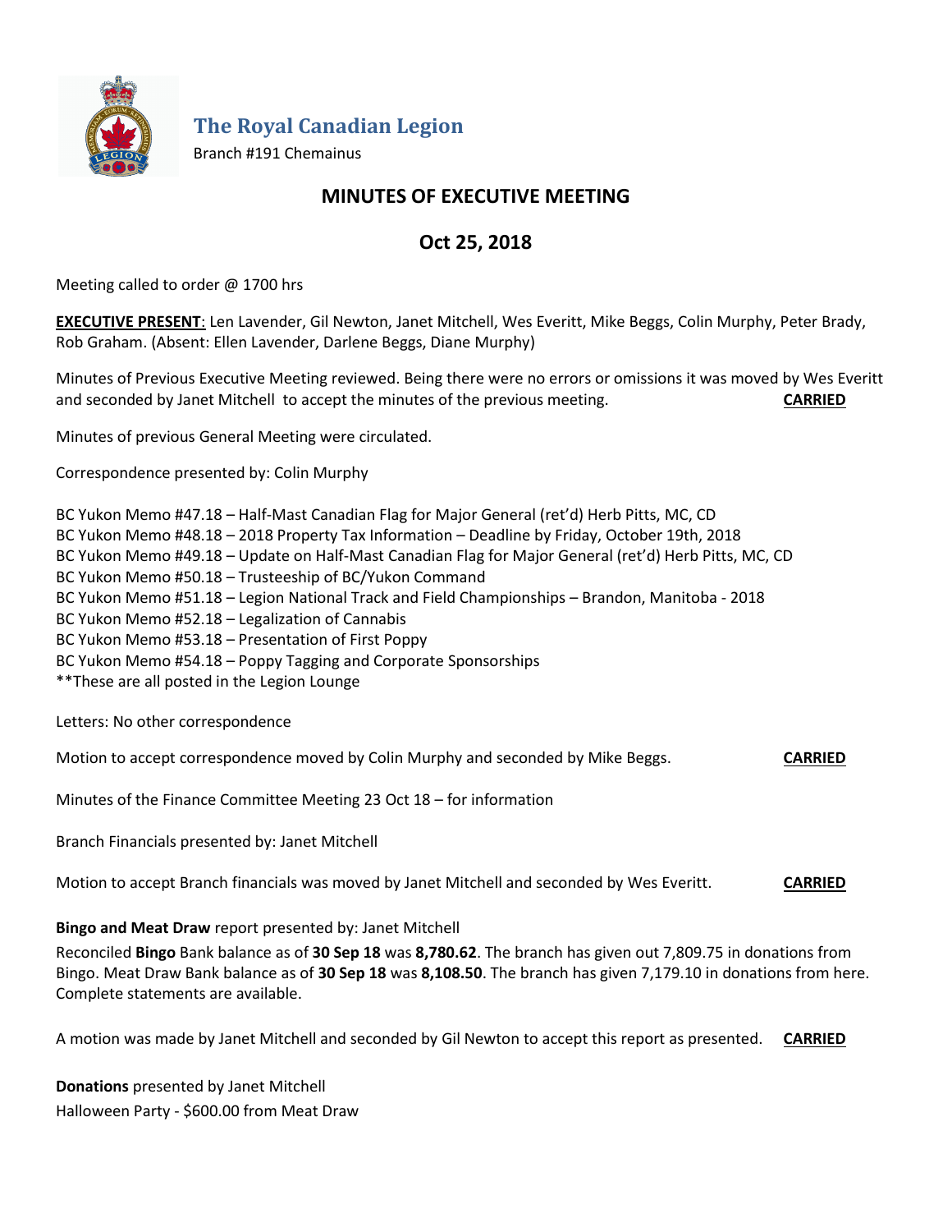**The Royal Canadian Legion**

Branch #191 Chemainus

## MINUTES OF EXECUTIVE MEETING

## Oct 25, 2018

Meeting called to order @ 1700 hrs

**EXECUTIVE PRESENT**: Len Lavender, Gil Newton, Janet Mitchell, Wes Everitt, Mike Beggs, Colin Murphy, Peter Brady, Rob Graham. (Absent: Ellen Lavender, Darlene Beggs, Diane Murphy)

Minutes of Previous Executive Meeting reviewed. Being there were no errors or omissions it was moved by Wes Everitt and seconded by Janet Mitchell to accept the minutes of the previous meeting. **CARRIED**

Minutes of previous General Meeting were circulated.

Correspondence presented by: Colin Murphy

BC Yukon Memo #47.18 – Half-Mast Canadian Flag for Major General (ret'd) Herb Pitts, MC, CD
BC Yukon Memo #48.18 – 2018 Property Tax Information – Deadline by Friday, October 19th, 2018
BC Yukon Memo #49.18 – Update on Half-Mast Canadian Flag for Major General (ret'd) Herb Pitts, MC, CD
BC Yukon Memo #50.18 – Trusteeship of BC/Yukon Command
BC Yukon Memo #51.18 – Legion National Track and Field Championships – Brandon, Manitoba - 2018
BC Yukon Memo #52.18 – Legalization of Cannabis
BC Yukon Memo #53.18 – Presentation of First Poppy
BC Yukon Memo #54.18 – Poppy Tagging and Corporate Sponsorships
**These are all posted in the Legion Lounge

Letters: No other correspondence

Motion to accept correspondence moved by Colin Murphy and seconded by Mike Beggs. **CARRIED**

Minutes of the Finance Committee Meeting 23 Oct 18 – for information

Branch Financials presented by: Janet Mitchell

Motion to accept Branch financials was moved by Janet Mitchell and seconded by Wes Everitt. **CARRIED**

**Bingo and Meat Draw** report presented by: Janet Mitchell

Reconciled **Bingo** Bank balance as of **30 Sep 18** was **8,780.62**. The branch has given out 7,809.75 in donations from Bingo. Meat Draw Bank balance as of **30 Sep 18** was **8,108.50**. The branch has given 7,179.10 in donations from here. Complete statements are available.

A motion was made by Janet Mitchell and seconded by Gil Newton to accept this report as presented. **CARRIED**

**Donations** presented by Janet Mitchell

Halloween Party - $600.00 from Meat Draw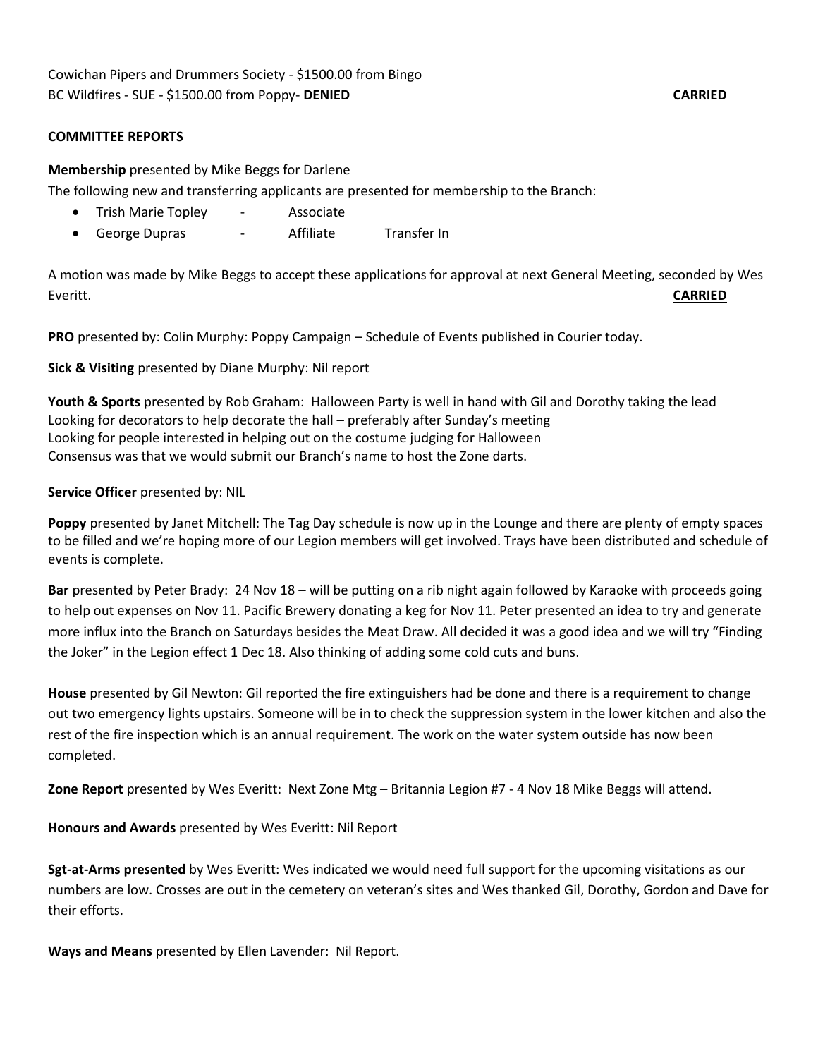Cowichan Pipers and Drummers Society - $1500.00 from Bingo
BC Wildfires - SUE - $1500.00 from Poppy- **DENIED** **CARRIED**

**COMMITTEE REPORTS**

**Membership** presented by Mike Beggs for Darlene
The following new and transferring applicants are presented for membership to the Branch:

- Trish Marie Topley - Associate
- George Dupras - Affiliate Transfer In

A motion was made by Mike Beggs to accept these applications for approval at next General Meeting, seconded by Wes Everitt. **CARRIED**

**PRO** presented by: Colin Murphy: Poppy Campaign – Schedule of Events published in Courier today.

**Sick & Visiting** presented by Diane Murphy: Nil report

**Youth & Sports** presented by Rob Graham: Halloween Party is well in hand with Gil and Dorothy taking the lead
Looking for decorators to help decorate the hall – preferably after Sunday's meeting
Looking for people interested in helping out on the costume judging for Halloween
Consensus was that we would submit our Branch's name to host the Zone darts.

**Service Officer** presented by: NIL

**Poppy** presented by Janet Mitchell: The Tag Day schedule is now up in the Lounge and there are plenty of empty spaces to be filled and we're hoping more of our Legion members will get involved. Trays have been distributed and schedule of events is complete.

**Bar** presented by Peter Brady: 24 Nov 18 – will be putting on a rib night again followed by Karaoke with proceeds going to help out expenses on Nov 11. Pacific Brewery donating a keg for Nov 11. Peter presented an idea to try and generate more influx into the Branch on Saturdays besides the Meat Draw. All decided it was a good idea and we will try "Finding the Joker" in the Legion effect 1 Dec 18. Also thinking of adding some cold cuts and buns.

**House** presented by Gil Newton: Gil reported the fire extinguishers had be done and there is a requirement to change out two emergency lights upstairs. Someone will be in to check the suppression system in the lower kitchen and also the rest of the fire inspection which is an annual requirement. The work on the water system outside has now been completed.

**Zone Report** presented by Wes Everitt: Next Zone Mtg – Britannia Legion #7 - 4 Nov 18 Mike Beggs will attend.

**Honours and Awards** presented by Wes Everitt: Nil Report

**Sgt-at-Arms presented** by Wes Everitt: Wes indicated we would need full support for the upcoming visitations as our numbers are low. Crosses are out in the cemetery on veteran's sites and Wes thanked Gil, Dorothy, Gordon and Dave for their efforts.

**Ways and Means** presented by Ellen Lavender: Nil Report.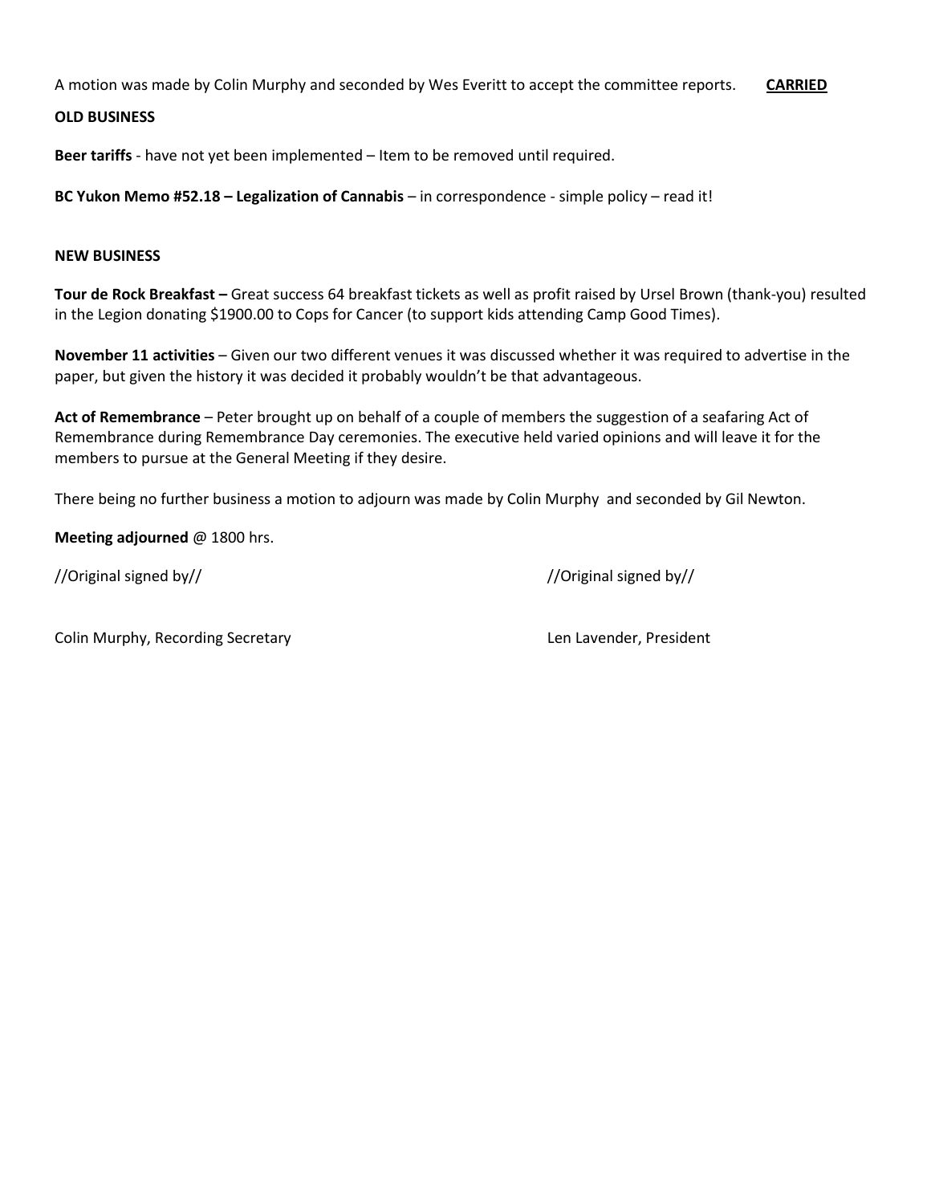A motion was made by Colin Murphy and seconded by Wes Everitt to accept the committee reports. **CARRIED**

**OLD BUSINESS**

**Beer tariffs** - have not yet been implemented – Item to be removed until required.

**BC Yukon Memo #52.18 – Legalization of Cannabis** – in correspondence - simple policy – read it!

**NEW BUSINESS**

**Tour de Rock Breakfast –** Great success 64 breakfast tickets as well as profit raised by Ursel Brown (thank-you) resulted in the Legion donating $1900.00 to Cops for Cancer (to support kids attending Camp Good Times).

**November 11 activities** – Given our two different venues it was discussed whether it was required to advertise in the paper, but given the history it was decided it probably wouldn't be that advantageous.

**Act of Remembrance** – Peter brought up on behalf of a couple of members the suggestion of a seafaring Act of Remembrance during Remembrance Day ceremonies. The executive held varied opinions and will leave it for the members to pursue at the General Meeting if they desire.

There being no further business a motion to adjourn was made by Colin Murphy and seconded by Gil Newton.

**Meeting adjourned** @ 1800 hrs.

//Original signed by//

Colin Murphy, Recording Secretary

//Original signed by//

Len Lavender, President